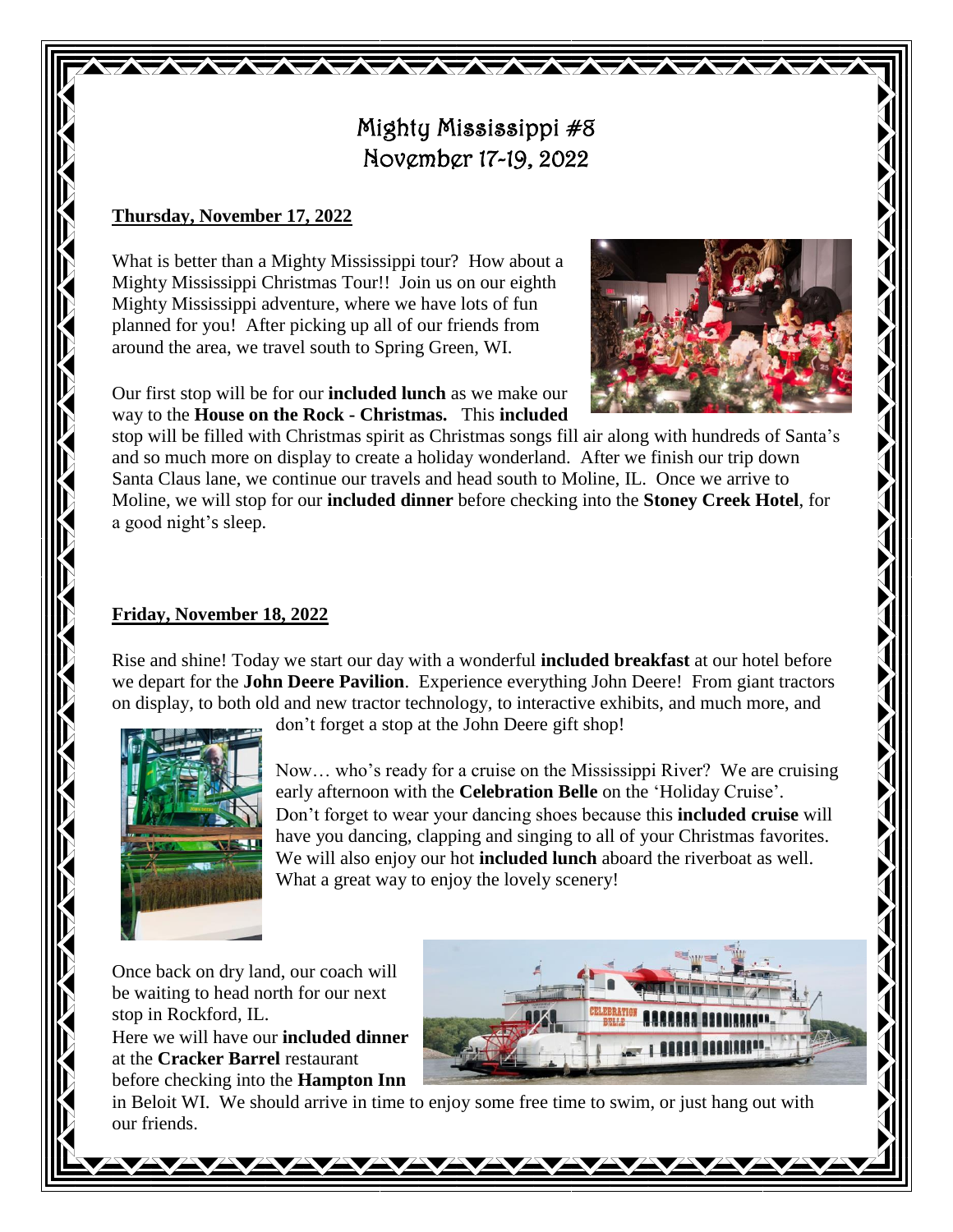# Mighty Mississippi #8
# November 17-19, 2022

**Thursday, November 17, 2022**

What is better than a Mighty Mississippi tour? How about a Mighty Mississippi Christmas Tour!! Join us on our eighth Mighty Mississippi adventure, where we have lots of fun planned for you! After picking up all of our friends from around the area, we travel south to Spring Green, WI.

Our first stop will be for our **included lunch** as we make our way to the **House on the Rock - Christmas.** This **included** stop will be filled with Christmas spirit as Christmas songs fill air along with hundreds of Santa's and so much more on display to create a holiday wonderland. After we finish our trip down Santa Claus lane, we continue our travels and head south to Moline, IL. Once we arrive to Moline, we will stop for our **included dinner** before checking into the **Stoney Creek Hotel**, for a good night's sleep.

**Friday, November 18, 2022**

Rise and shine! Today we start our day with a wonderful **included breakfast** at our hotel before we depart for the **John Deere Pavilion**. Experience everything John Deere! From giant tractors on display, to both old and new tractor technology, to interactive exhibits, and much more, and don't forget a stop at the John Deere gift shop!

Now… who's ready for a cruise on the Mississippi River? We are cruising early afternoon with the **Celebration Belle** on the 'Holiday Cruise'. Don't forget to wear your dancing shoes because this **included cruise** will have you dancing, clapping and singing to all of your Christmas favorites. We will also enjoy our hot **included lunch** aboard the riverboat as well. What a great way to enjoy the lovely scenery!

Once back on dry land, our coach will be waiting to head north for our next stop in Rockford, IL.
Here we will have our **included dinner** at the **Cracker Barrel** restaurant before checking into the **Hampton Inn** in Beloit WI. We should arrive in time to enjoy some free time to swim, or just hang out with our friends.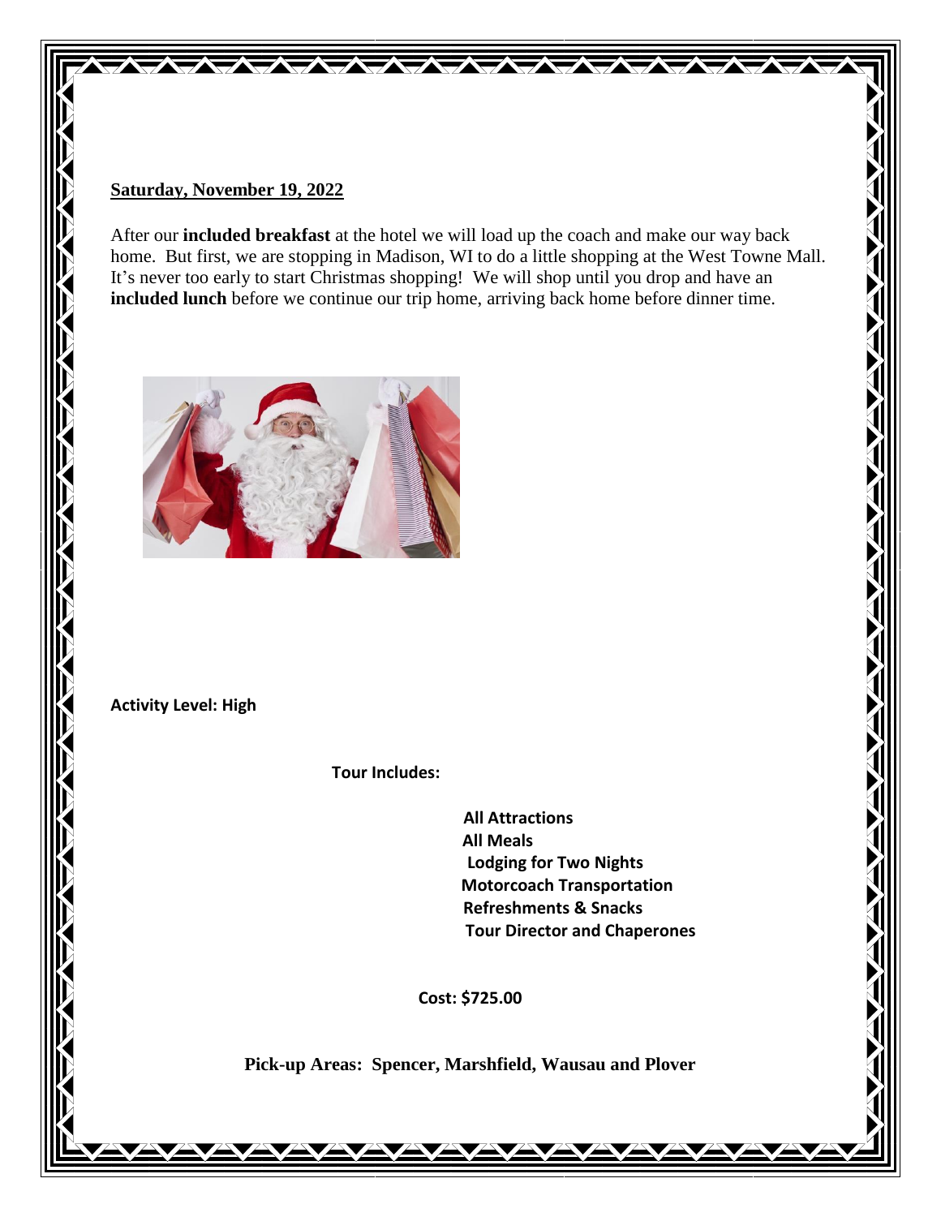**Saturday, November 19, 2022**

After our **included breakfast** at the hotel we will load up the coach and make our way back home. But first, we are stopping in Madison, WI to do a little shopping at the West Towne Mall. It's never too early to start Christmas shopping! We will shop until you drop and have an **included lunch** before we continue our trip home, arriving back home before dinner time.

**Activity Level: High**

**Tour Includes:**

**All Attractions**
**All Meals**
**Lodging for Two Nights**
**Motorcoach Transportation**
**Refreshments & Snacks**
**Tour Director and Chaperones**

**Cost: $725.00**

**Pick-up Areas: Spencer, Marshfield, Wausau and Plover**